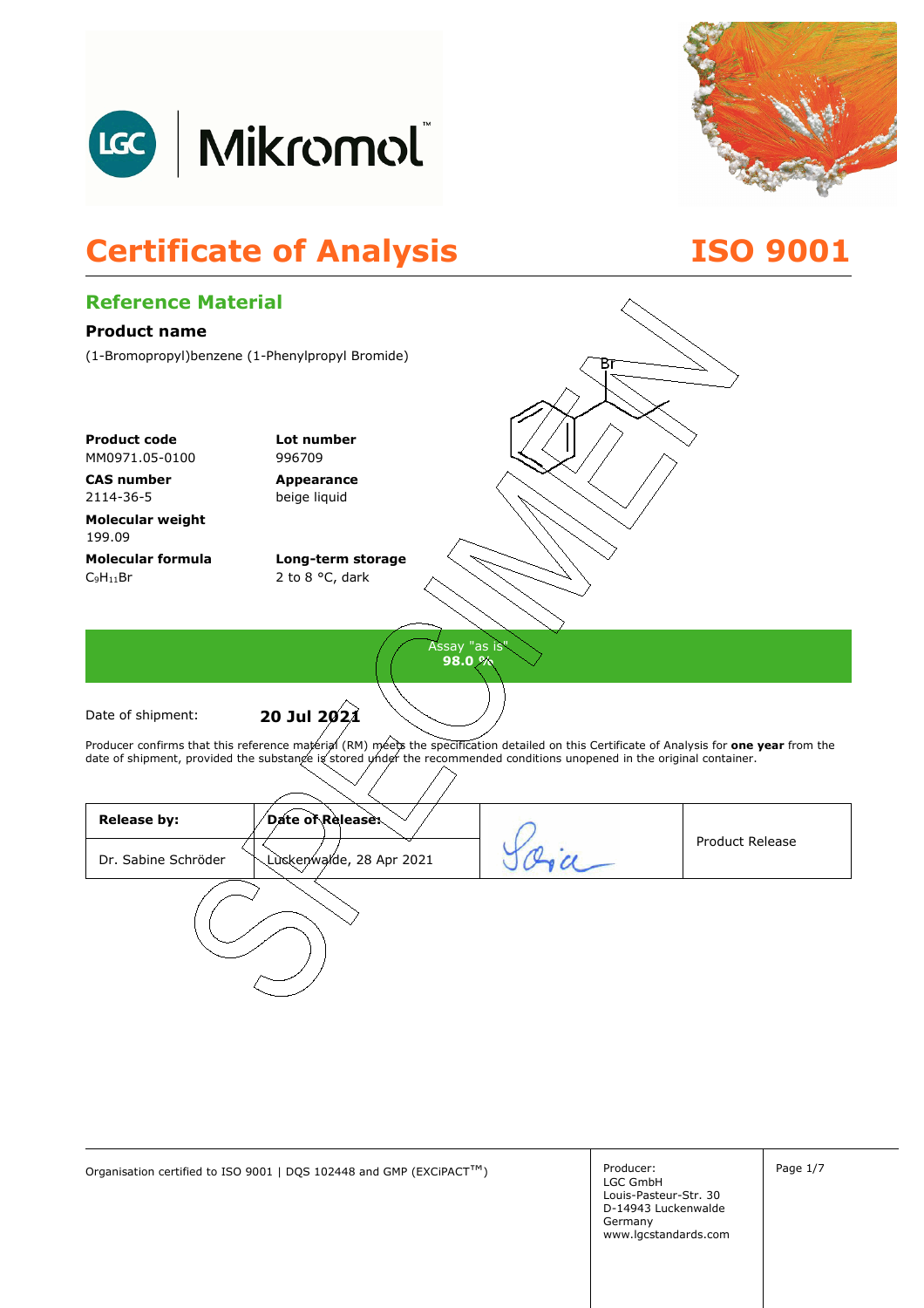# Certificate of Analysis

**ISO 9001**

## Reference Material

### Product name

(1-Bromopropyl)benzene (1-Phenylpropyl Bromide)

**Product code**
MM0971.05-0100

**Lot number**
996709

**CAS number**
2114-36-5

**Appearance**
beige liquid

**Molecular weight**
199.09

**Molecular formula**
$C_9H_{11}Br$

**Long-term storage**
2 to 8 °C, dark

Assay "as is"
**98.0 %**

Date of shipment: **20 Jul 2021**

Producer confirms that this reference material (RM) meets the specification detailed on this Certificate of Analysis for **one year** from the date of shipment, provided the substance is stored under the recommended conditions unopened in the original container.

| Release by: | Date of Release: | | Product Release |
|---|---|---|---|
| Dr. Sabine Schröder | Luckenwalde, 28 Apr 2021 | | |

Organisation certified to ISO 9001 | DQS 102448 and GMP (EXCiPACT™)

Producer:
LGC GmbH
Louis-Pasteur-Str. 30
D-14943 Luckenwalde
Germany
www.lgcstandards.com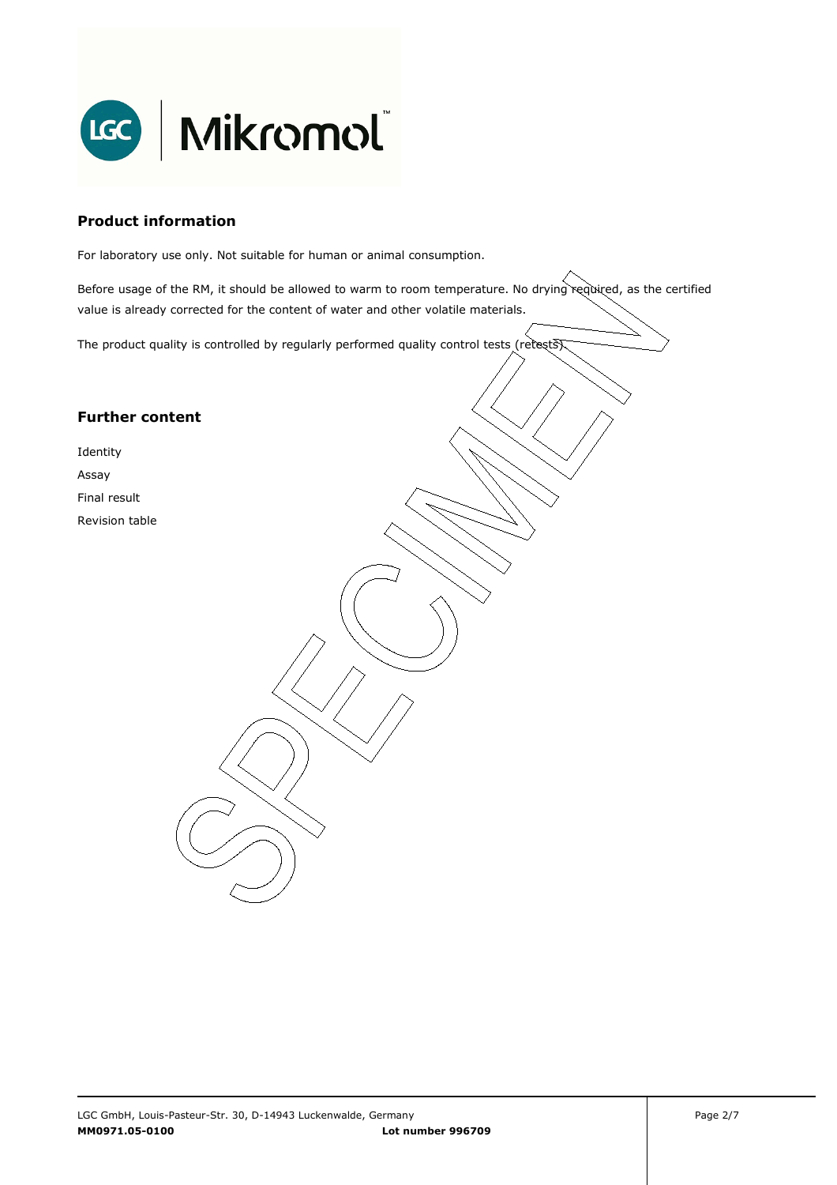## Product information

For laboratory use only. Not suitable for human or animal consumption.

Before usage of the RM, it should be allowed to warm to room temperature. No drying required, as the certified value is already corrected for the content of water and other volatile materials.

The product quality is controlled by regularly performed quality control tests (retests).

## Further content

Identity

Assay

Final result

Revision table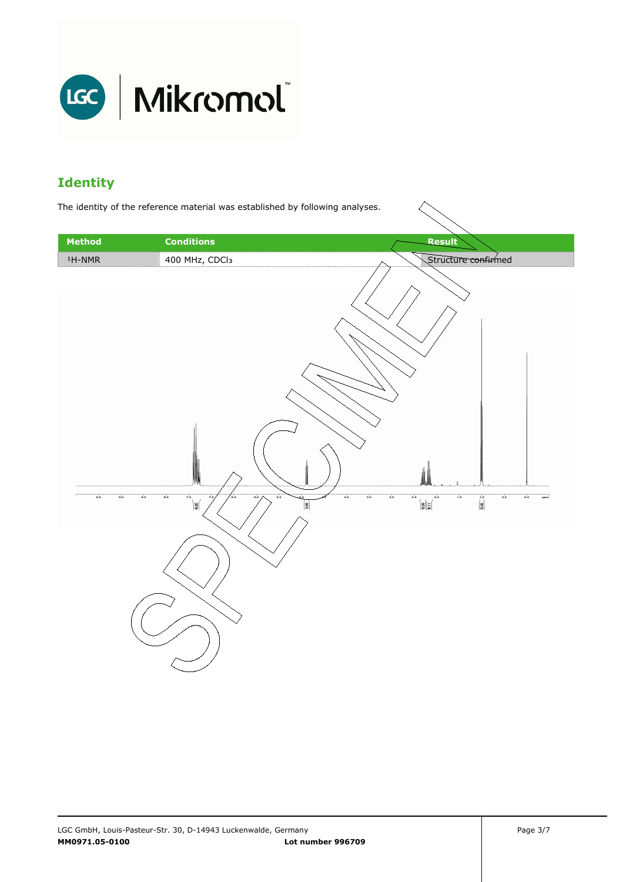## Identity

The identity of the reference material was established by following analyses.

| Method | Conditions | Result |
|---|---|---|
| $^1$H-NMR | 400 MHz, $CDCl_3$ | Structure confirmed |

SPECIMEN

**MM0971.05-0100** **Lot number 996709**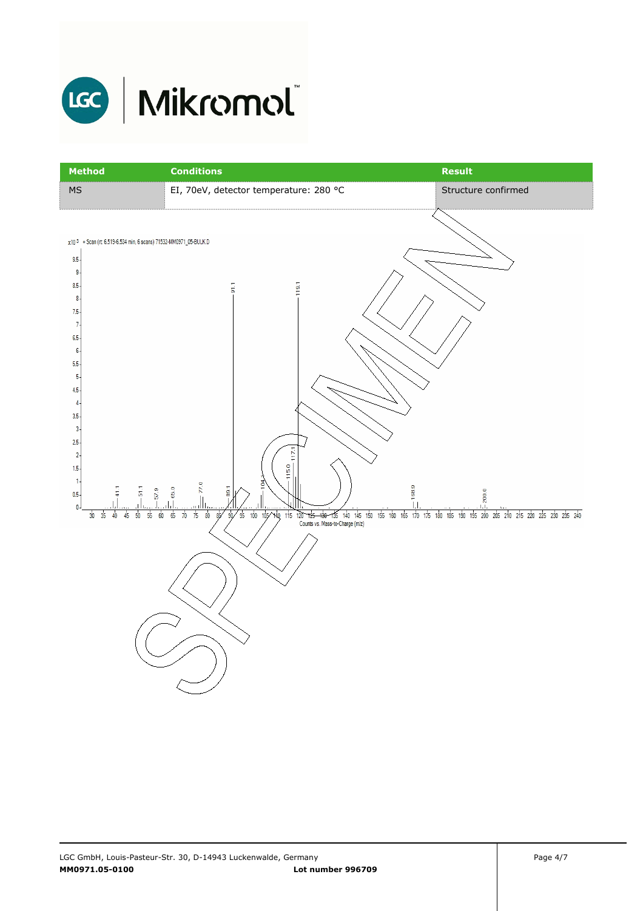| Method | Conditions | Result |
| --- | --- | --- |
| MS | EI, 70eV, detector temperature: 280 °C | Structure confirmed |

$x10^3$ + Scan (rt: 6.519-6.534 min, 6 scans) 71532-MM0971_05-BULK.D

Peaks labeled: 41.1, 51.1, 57.9, 65.0, 77.0, 89.1, 91.1, 104.1, 115.0, 117.1, 119.1, 168.9, 200.0

Counts vs. Mass-to-Charge (m/z)

LGC GmbH, Louis-Pasteur-Str. 30, D-14943 Luckenwalde, Germany

**MM0971.05-0100** **Lot number 996709**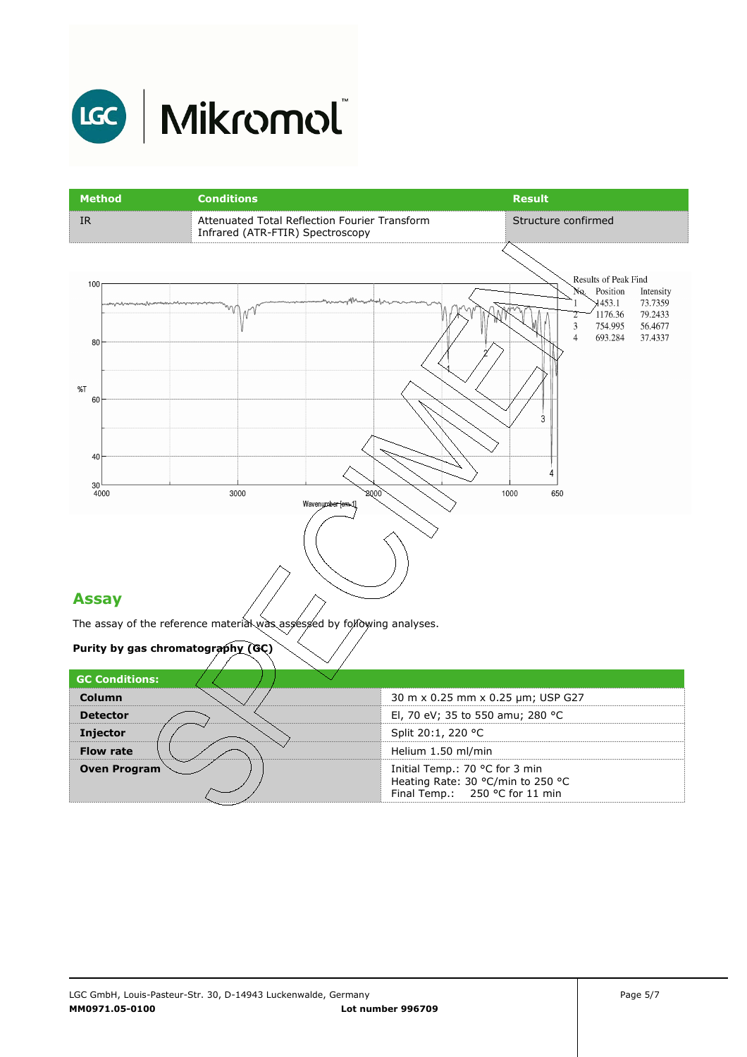| Method | Conditions | Result |
|---|---|---|
| IR | Attenuated Total Reflection Fourier Transform Infrared (ATR-FTIR) Spectroscopy | Structure confirmed |

Results of Peak Find

| No. | Position | Intensity |
|---|---|---|
| 1 | 1453.1 | 73.7359 |
| 2 | 1176.36 | 79.2433 |
| 3 | 754.995 | 56.4677 |
| 4 | 693.284 | 37.4337 |

## Assay

The assay of the reference material was assessed by following analyses.

**Purity by gas chromatography (GC)**

| GC Conditions: | |
|---|---|
| **Column** | 30 m x 0.25 mm x 0.25 µm; USP G27 |
| **Detector** | EI, 70 eV; 35 to 550 amu; 280 °C |
| **Injector** | Split 20:1, 220 °C |
| **Flow rate** | Helium 1.50 ml/min |
| **Oven Program** | Initial Temp.: 70 °C for 3 min<br>Heating Rate: 30 °C/min to 250 °C<br>Final Temp.: 250 °C for 11 min |

LGC GmbH, Louis-Pasteur-Str. 30, D-14943 Luckenwalde, Germany
**MM0971.05-0100** **Lot number 996709**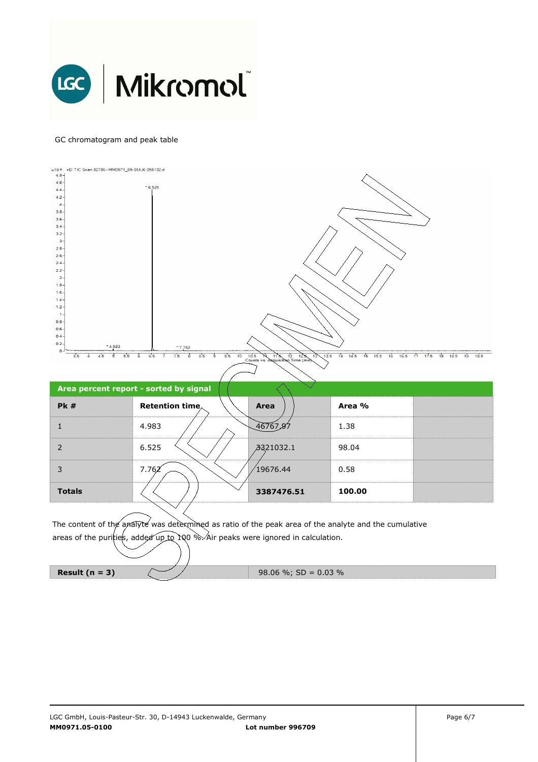GC chromatogram and peak table

| Area percent report - sorted by signal | | | | |
|---|---|---|---|---|
| **Pk #** | **Retention time** | **Area** | **Area %** | |
| 1 | 4.983 | 46767.97 | 1.38 | |
| 2 | 6.525 | 3321032.1 | 98.04 | |
| 3 | 7.762 | 19676.44 | 0.58 | |
| **Totals** | | **3387476.51** | **100.00** | |

The content of the analyte was determined as ratio of the peak area of the analyte and the cumulative areas of the purities, added up to 100 %. Air peaks were ignored in calculation.

| **Result (n = 3)** | 98.06 %; SD = 0.03 % |
|---|---|

LGC GmbH, Louis-Pasteur-Str. 30, D-14943 Luckenwalde, Germany
**MM0971.05-0100** **Lot number 996709**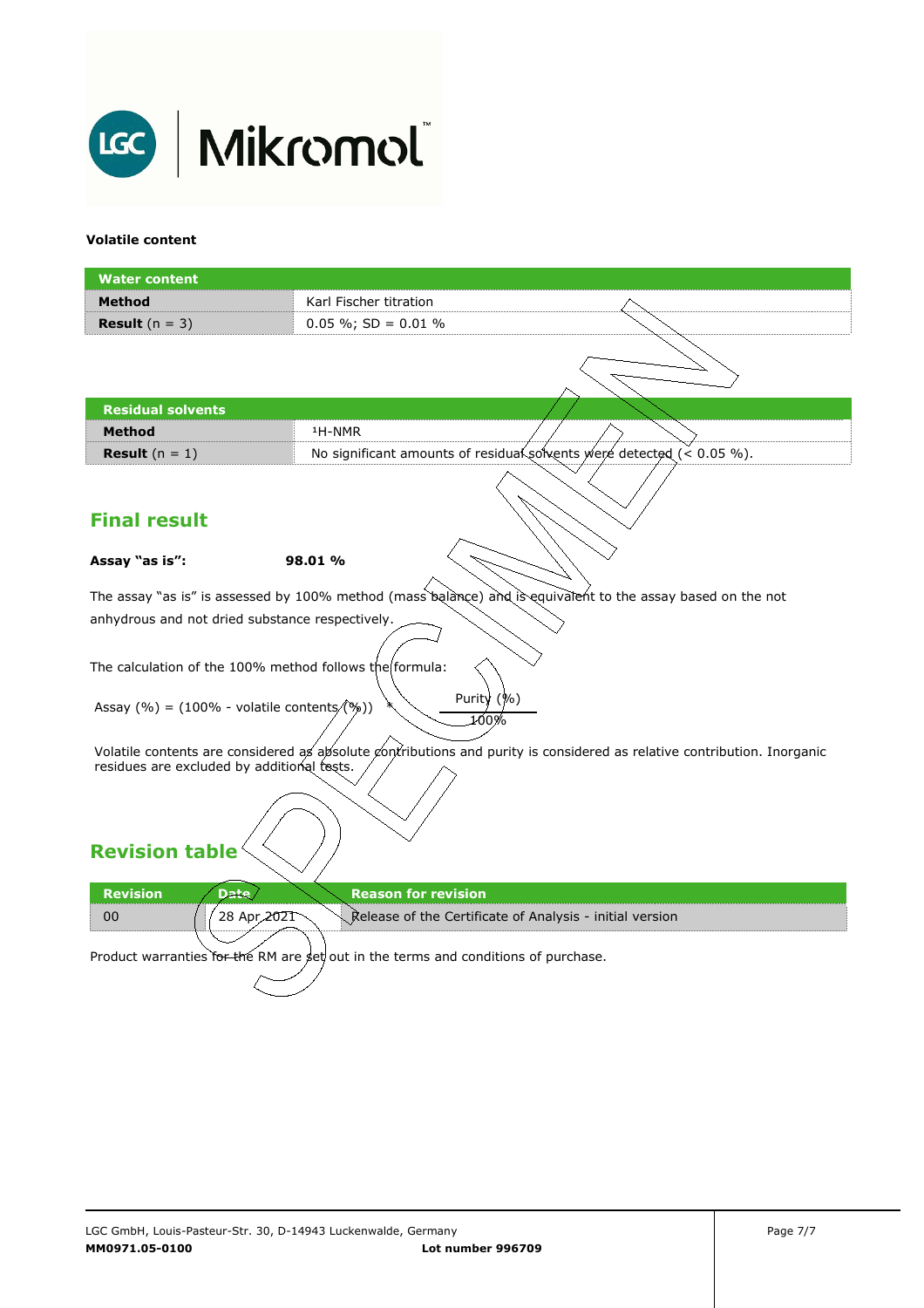**Volatile content**

| Water content | |
|---|---|
| **Method** | Karl Fischer titration |
| **Result** (n = 3) | 0.05 %; SD = 0.01 % |

| Residual solvents | |
|---|---|
| **Method** | $^{1}$H-NMR |
| **Result** (n = 1) | No significant amounts of residual solvents were detected (< 0.05 %). |

## Final result

**Assay "as is":** **98.01 %**

The assay "as is" is assessed by 100% method (mass balance) and is equivalent to the assay based on the not anhydrous and not dried substance respectively.

The calculation of the 100% method follows the formula:

$$\text{Assay (\%)} = (100\% - \text{volatile contents (\%)}) * \frac{\text{Purity (\%)}}{100\%}$$

Volatile contents are considered as absolute contributions and purity is considered as relative contribution. Inorganic residues are excluded by additional tests.

## Revision table

| Revision | Date | Reason for revision |
|---|---|---|
| 00 | 28 Apr 2021 | Release of the Certificate of Analysis - initial version |

Product warranties for the RM are set out in the terms and conditions of purchase.

LGC GmbH, Louis-Pasteur-Str. 30, D-14943 Luckenwalde, Germany
**MM0971.05-0100** **Lot number 996709**